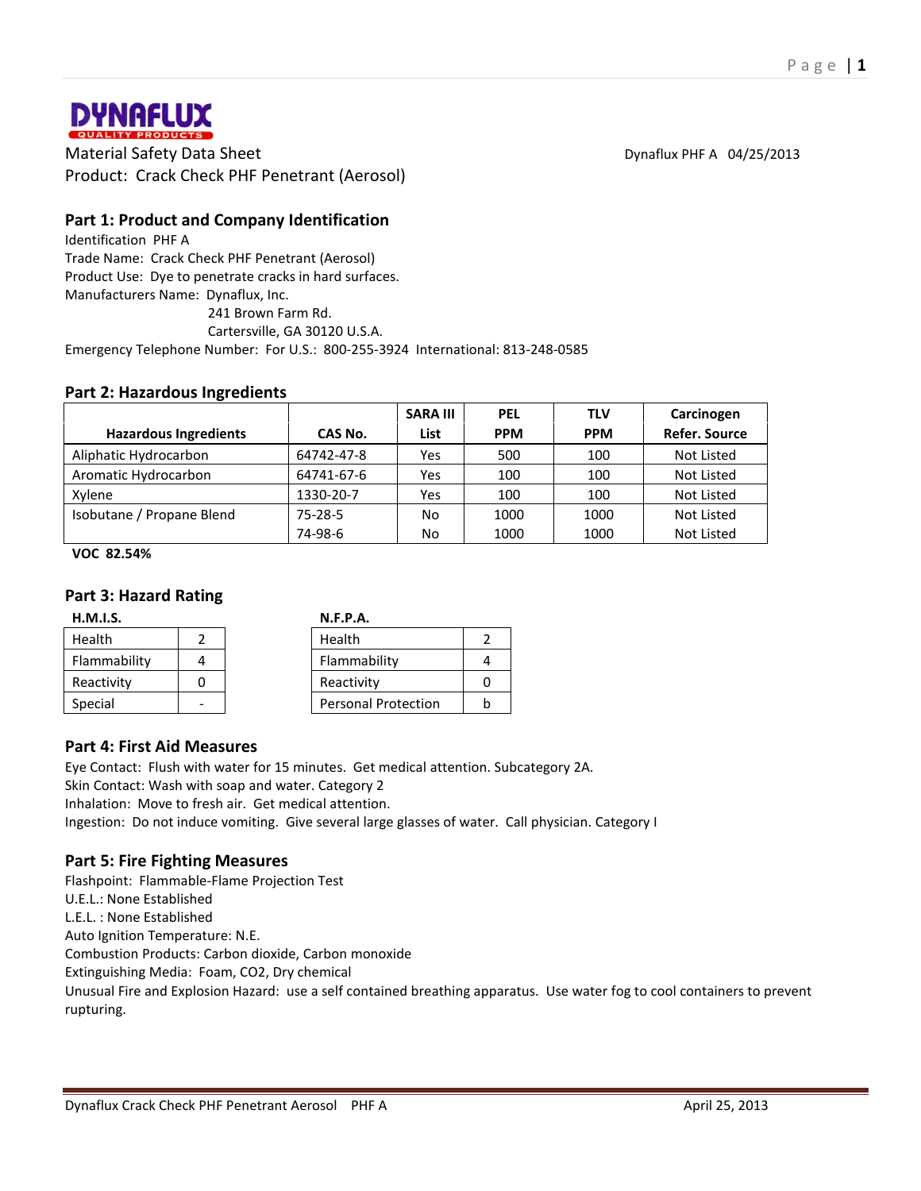**DYNAFLUX**
QUALITY PRODUCTS

Material Safety Data Sheet

Product: Crack Check PHF Penetrant (Aerosol)

Dynaflux PHF A 04/25/2013

## Part 1: Product and Company Identification

Identification PHF A
Trade Name: Crack Check PHF Penetrant (Aerosol)
Product Use: Dye to penetrate cracks in hard surfaces.
Manufacturers Name: Dynaflux, Inc.
241 Brown Farm Rd.
Cartersville, GA 30120 U.S.A.
Emergency Telephone Number: For U.S.: 800-255-3924 International: 813-248-0585

## Part 2: Hazardous Ingredients

| Hazardous Ingredients | CAS No. | SARA III List | PEL PPM | TLV PPM | Carcinogen Refer. Source |
|---|---|---|---|---|---|
| Aliphatic Hydrocarbon | 64742-47-8 | Yes | 500 | 100 | Not Listed |
| Aromatic Hydrocarbon | 64741-67-6 | Yes | 100 | 100 | Not Listed |
| Xylene | 1330-20-7 | Yes | 100 | 100 | Not Listed |
| Isobutane / Propane Blend | 75-28-5 | No | 1000 | 1000 | Not Listed |
| | 74-98-6 | No | 1000 | 1000 | Not Listed |

**VOC 82.54%**

## Part 3: Hazard Rating

**H.M.I.S.**

| Health | 2 |
|---|---|
| Flammability | 4 |
| Reactivity | 0 |
| Special | - |

**N.F.P.A.**

| Health | 2 |
|---|---|
| Flammability | 4 |
| Reactivity | 0 |
| Personal Protection | b |

## Part 4: First Aid Measures

Eye Contact: Flush with water for 15 minutes. Get medical attention. Subcategory 2A.
Skin Contact: Wash with soap and water. Category 2
Inhalation: Move to fresh air. Get medical attention.
Ingestion: Do not induce vomiting. Give several large glasses of water. Call physician. Category I

## Part 5: Fire Fighting Measures

Flashpoint: Flammable-Flame Projection Test
U.E.L.: None Established
L.E.L. : None Established
Auto Ignition Temperature: N.E.
Combustion Products: Carbon dioxide, Carbon monoxide
Extinguishing Media: Foam, CO2, Dry chemical
Unusual Fire and Explosion Hazard: use a self contained breathing apparatus. Use water fog to cool containers to prevent rupturing.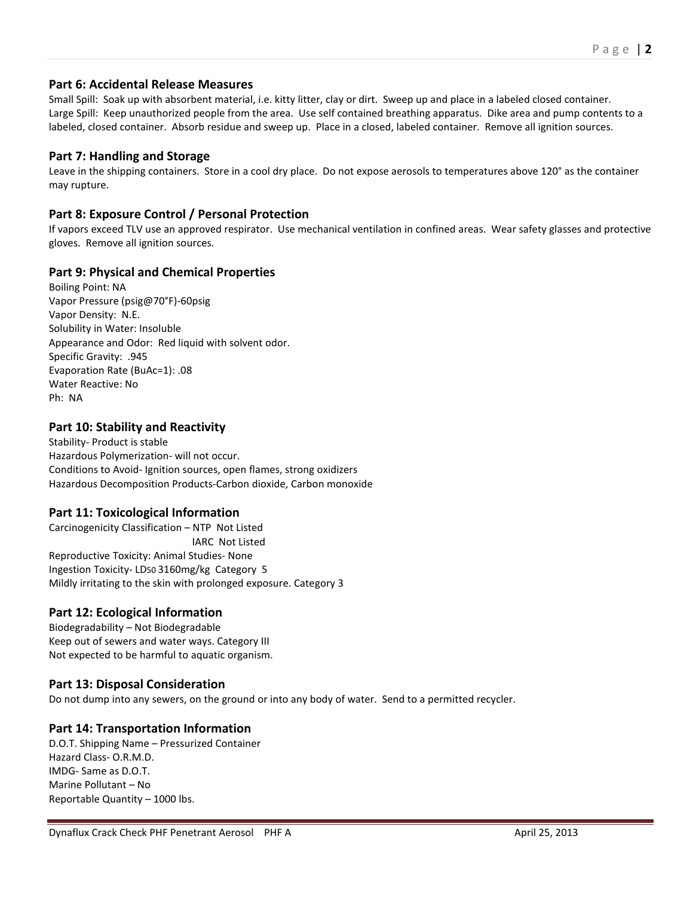## Part 6: Accidental Release Measures

Small Spill: Soak up with absorbent material, i.e. kitty litter, clay or dirt. Sweep up and place in a labeled closed container.
Large Spill: Keep unauthorized people from the area. Use self contained breathing apparatus. Dike area and pump contents to a labeled, closed container. Absorb residue and sweep up. Place in a closed, labeled container. Remove all ignition sources.

## Part 7: Handling and Storage

Leave in the shipping containers. Store in a cool dry place. Do not expose aerosols to temperatures above 120° as the container may rupture.

## Part 8: Exposure Control / Personal Protection

If vapors exceed TLV use an approved respirator. Use mechanical ventilation in confined areas. Wear safety glasses and protective gloves. Remove all ignition sources.

## Part 9: Physical and Chemical Properties

Boiling Point: NA
Vapor Pressure (psig@70°F)-60psig
Vapor Density: N.E.
Solubility in Water: Insoluble
Appearance and Odor: Red liquid with solvent odor.
Specific Gravity: .945
Evaporation Rate (BuAc=1): .08
Water Reactive: No
Ph: NA

## Part 10: Stability and Reactivity

Stability- Product is stable
Hazardous Polymerization- will not occur.
Conditions to Avoid- Ignition sources, open flames, strong oxidizers
Hazardous Decomposition Products-Carbon dioxide, Carbon monoxide

## Part 11: Toxicological Information

Carcinogenicity Classification – NTP Not Listed
IARC Not Listed
Reproductive Toxicity: Animal Studies- None
Ingestion Toxicity- $LD_{50}$ 3160mg/kg Category 5
Mildly irritating to the skin with prolonged exposure. Category 3

## Part 12: Ecological Information

Biodegradability – Not Biodegradable
Keep out of sewers and water ways. Category III
Not expected to be harmful to aquatic organism.

## Part 13: Disposal Consideration

Do not dump into any sewers, on the ground or into any body of water. Send to a permitted recycler.

## Part 14: Transportation Information

D.O.T. Shipping Name – Pressurized Container
Hazard Class- O.R.M.D.
IMDG- Same as D.O.T.
Marine Pollutant – No
Reportable Quantity – 1000 lbs.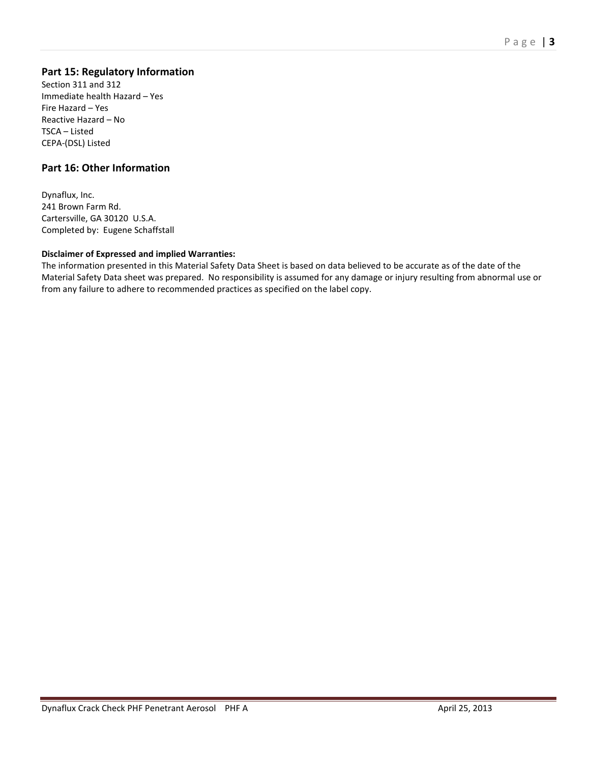## Part 15: Regulatory Information

Section 311 and 312
Immediate health Hazard – Yes
Fire Hazard – Yes
Reactive Hazard – No
TSCA – Listed
CEPA-(DSL) Listed

## Part 16: Other Information

Dynaflux, Inc.
241 Brown Farm Rd.
Cartersville, GA 30120 U.S.A.
Completed by: Eugene Schaffstall

**Disclaimer of Expressed and implied Warranties:**
The information presented in this Material Safety Data Sheet is based on data believed to be accurate as of the date of the Material Safety Data sheet was prepared. No responsibility is assumed for any damage or injury resulting from abnormal use or from any failure to adhere to recommended practices as specified on the label copy.